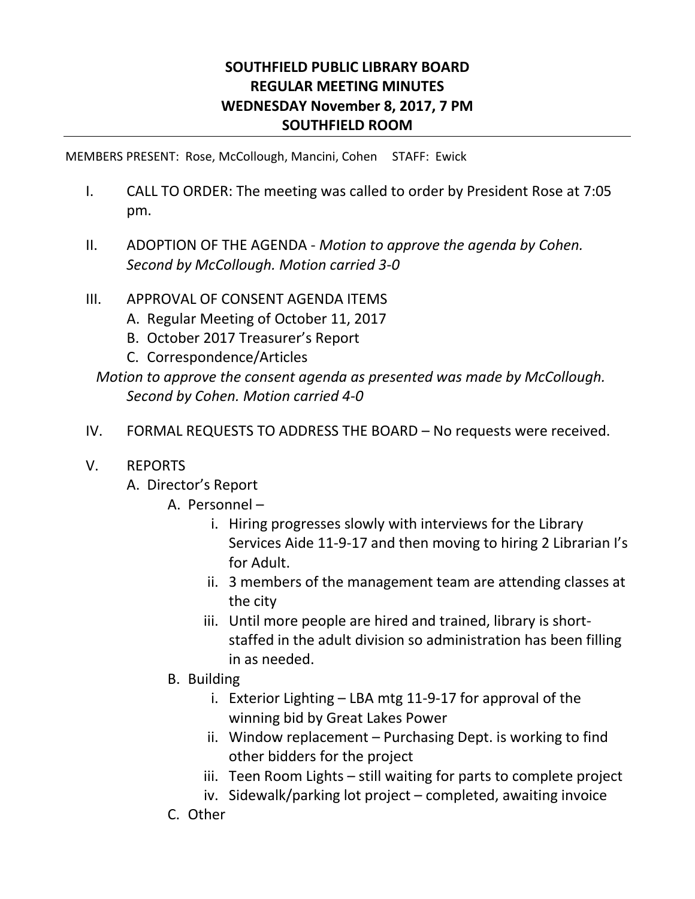# SOUTHFIELD PUBLIC LIBRARY BOARD
## REGULAR MEETING MINUTES
## WEDNESDAY November 8, 2017, 7 PM
## SOUTHFIELD ROOM

MEMBERS PRESENT: Rose, McCollough, Mancini, Cohen   STAFF: Ewick

I. CALL TO ORDER: The meeting was called to order by President Rose at 7:05 pm.

II. ADOPTION OF THE AGENDA - *Motion to approve the agenda by Cohen. Second by McCollough. Motion carried 3-0*

III. APPROVAL OF CONSENT AGENDA ITEMS
   A. Regular Meeting of October 11, 2017
   B. October 2017 Treasurer's Report
   C. Correspondence/Articles

   *Motion to approve the consent agenda as presented was made by McCollough. Second by Cohen. Motion carried 4-0*

IV. FORMAL REQUESTS TO ADDRESS THE BOARD – No requests were received.

V. REPORTS
   A. Director's Report
      A. Personnel –
         i. Hiring progresses slowly with interviews for the Library Services Aide 11-9-17 and then moving to hiring 2 Librarian I's for Adult.
         ii. 3 members of the management team are attending classes at the city
         iii. Until more people are hired and trained, library is short-staffed in the adult division so administration has been filling in as needed.
      B. Building
         i. Exterior Lighting – LBA mtg 11-9-17 for approval of the winning bid by Great Lakes Power
         ii. Window replacement – Purchasing Dept. is working to find other bidders for the project
         iii. Teen Room Lights – still waiting for parts to complete project
         iv. Sidewalk/parking lot project – completed, awaiting invoice
      C. Other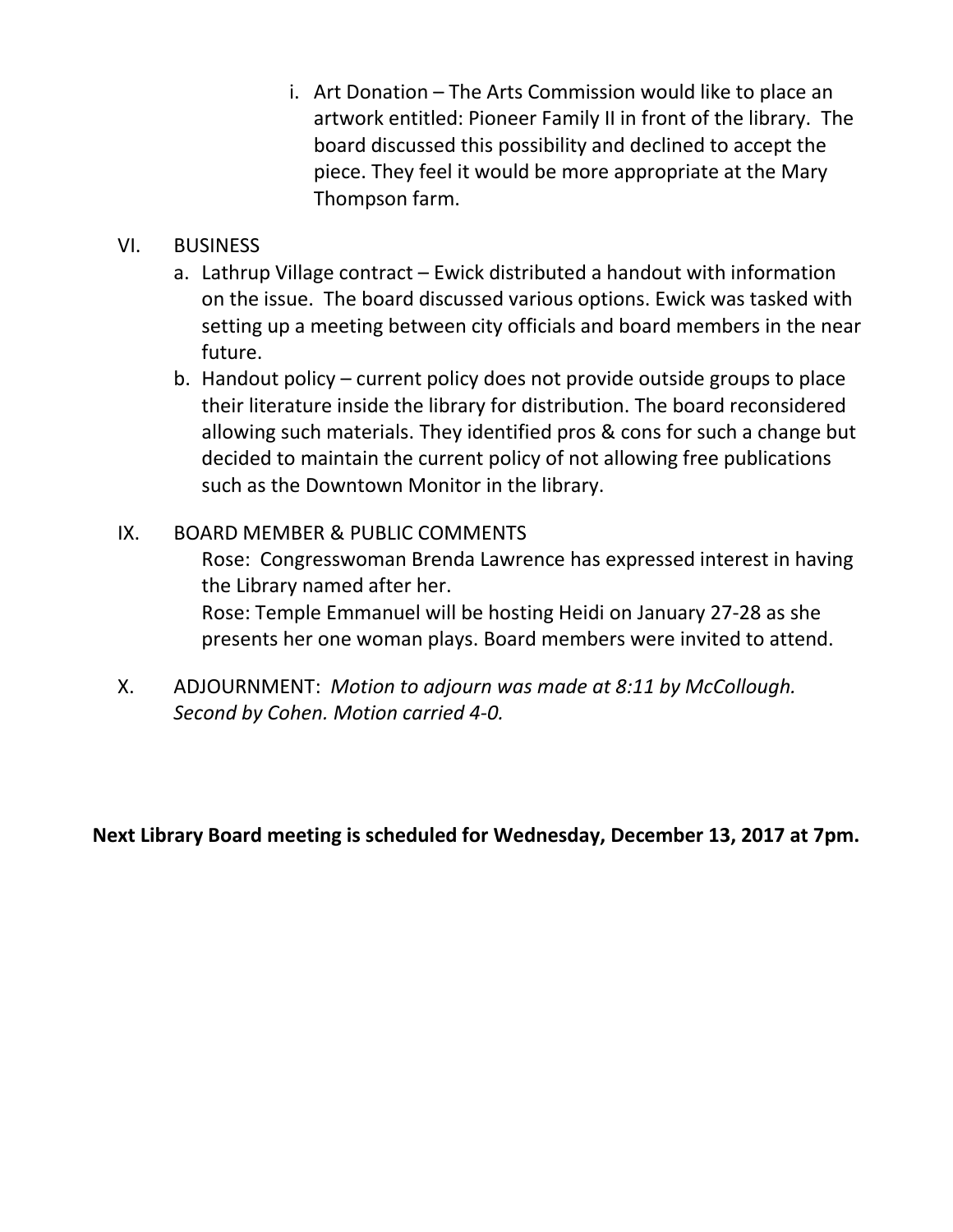i. Art Donation – The Arts Commission would like to place an artwork entitled: Pioneer Family II in front of the library. The board discussed this possibility and declined to accept the piece. They feel it would be more appropriate at the Mary Thompson farm.

VI. BUSINESS

a. Lathrup Village contract – Ewick distributed a handout with information on the issue. The board discussed various options. Ewick was tasked with setting up a meeting between city officials and board members in the near future.

b. Handout policy – current policy does not provide outside groups to place their literature inside the library for distribution. The board reconsidered allowing such materials. They identified pros & cons for such a change but decided to maintain the current policy of not allowing free publications such as the Downtown Monitor in the library.

IX. BOARD MEMBER & PUBLIC COMMENTS

Rose: Congresswoman Brenda Lawrence has expressed interest in having the Library named after her.

Rose: Temple Emmanuel will be hosting Heidi on January 27-28 as she presents her one woman plays. Board members were invited to attend.

X. ADJOURNMENT: *Motion to adjourn was made at 8:11 by McCollough. Second by Cohen. Motion carried 4-0.*

**Next Library Board meeting is scheduled for Wednesday, December 13, 2017 at 7pm.**